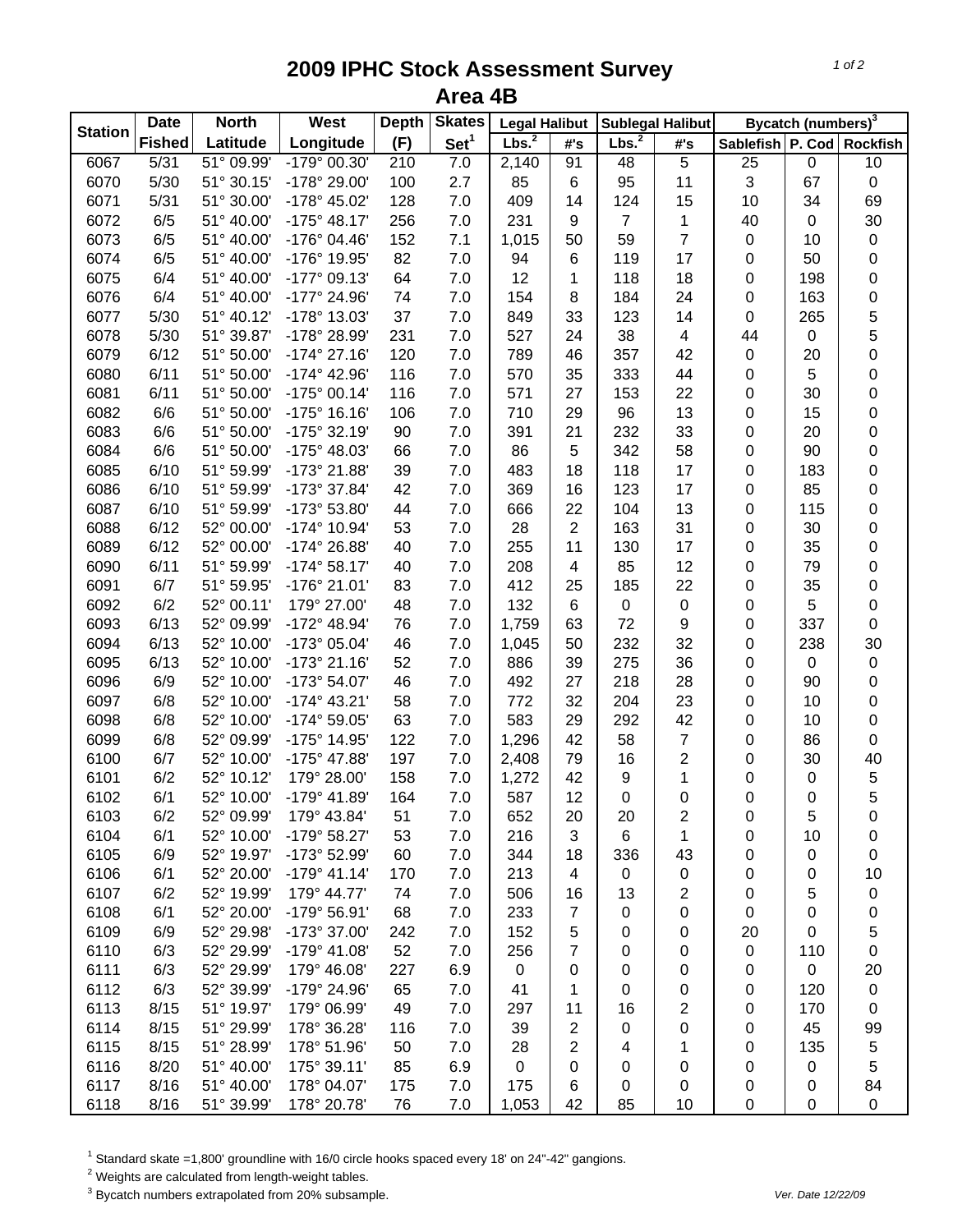# 2009 IPHC Stock Assessment Survey

## Area 4B

| Station | Date | North | West | Depth | Skates | Legal Halibut | | Sublegal Halibut | | Bycatch (numbers)[3] | | |
|---|---|---|---|---|---|---|---|---|---|---|---|---|
| | Fished | Latitude | Longitude | (F) | Set[1] | Lbs.[2] | #'s | Lbs.[2] | #'s | Sablefish | P. Cod | Rockfish |
| 6067 | 5/31 | 51° 09.99' | -179° 00.30' | 210 | 7.0 | 2,140 | 91 | 48 | 5 | 25 | 0 | 10 |
| 6070 | 5/30 | 51° 30.15' | -178° 29.00' | 100 | 2.7 | 85 | 6 | 95 | 11 | 3 | 67 | 0 |
| 6071 | 5/31 | 51° 30.00' | -178° 45.02' | 128 | 7.0 | 409 | 14 | 124 | 15 | 10 | 34 | 69 |
| 6072 | 6/5 | 51° 40.00' | -175° 48.17' | 256 | 7.0 | 231 | 9 | 7 | 1 | 40 | 0 | 30 |
| 6073 | 6/5 | 51° 40.00' | -176° 04.46' | 152 | 7.1 | 1,015 | 50 | 59 | 7 | 0 | 10 | 0 |
| 6074 | 6/5 | 51° 40.00' | -176° 19.95' | 82 | 7.0 | 94 | 6 | 119 | 17 | 0 | 50 | 0 |
| 6075 | 6/4 | 51° 40.00' | -177° 09.13' | 64 | 7.0 | 12 | 1 | 118 | 18 | 0 | 198 | 0 |
| 6076 | 6/4 | 51° 40.00' | -177° 24.96' | 74 | 7.0 | 154 | 8 | 184 | 24 | 0 | 163 | 0 |
| 6077 | 5/30 | 51° 40.12' | -178° 13.03' | 37 | 7.0 | 849 | 33 | 123 | 14 | 0 | 265 | 5 |
| 6078 | 5/30 | 51° 39.87' | -178° 28.99' | 231 | 7.0 | 527 | 24 | 38 | 4 | 44 | 0 | 5 |
| 6079 | 6/12 | 51° 50.00' | -174° 27.16' | 120 | 7.0 | 789 | 46 | 357 | 42 | 0 | 20 | 0 |
| 6080 | 6/11 | 51° 50.00' | -174° 42.96' | 116 | 7.0 | 570 | 35 | 333 | 44 | 0 | 5 | 0 |
| 6081 | 6/11 | 51° 50.00' | -175° 00.14' | 116 | 7.0 | 571 | 27 | 153 | 22 | 0 | 30 | 0 |
| 6082 | 6/6 | 51° 50.00' | -175° 16.16' | 106 | 7.0 | 710 | 29 | 96 | 13 | 0 | 15 | 0 |
| 6083 | 6/6 | 51° 50.00' | -175° 32.19' | 90 | 7.0 | 391 | 21 | 232 | 33 | 0 | 20 | 0 |
| 6084 | 6/6 | 51° 50.00' | -175° 48.03' | 66 | 7.0 | 86 | 5 | 342 | 58 | 0 | 90 | 0 |
| 6085 | 6/10 | 51° 59.99' | -173° 21.88' | 39 | 7.0 | 483 | 18 | 118 | 17 | 0 | 183 | 0 |
| 6086 | 6/10 | 51° 59.99' | -173° 37.84' | 42 | 7.0 | 369 | 16 | 123 | 17 | 0 | 85 | 0 |
| 6087 | 6/10 | 51° 59.99' | -173° 53.80' | 44 | 7.0 | 666 | 22 | 104 | 13 | 0 | 115 | 0 |
| 6088 | 6/12 | 52° 00.00' | -174° 10.94' | 53 | 7.0 | 28 | 2 | 163 | 31 | 0 | 30 | 0 |
| 6089 | 6/12 | 52° 00.00' | -174° 26.88' | 40 | 7.0 | 255 | 11 | 130 | 17 | 0 | 35 | 0 |
| 6090 | 6/11 | 51° 59.99' | -174° 58.17' | 40 | 7.0 | 208 | 4 | 85 | 12 | 0 | 79 | 0 |
| 6091 | 6/7 | 51° 59.95' | -176° 21.01' | 83 | 7.0 | 412 | 25 | 185 | 22 | 0 | 35 | 0 |
| 6092 | 6/2 | 52° 00.11' | 179° 27.00' | 48 | 7.0 | 132 | 6 | 0 | 0 | 0 | 5 | 0 |
| 6093 | 6/13 | 52° 09.99' | -172° 48.94' | 76 | 7.0 | 1,759 | 63 | 72 | 9 | 0 | 337 | 0 |
| 6094 | 6/13 | 52° 10.00' | -173° 05.04' | 46 | 7.0 | 1,045 | 50 | 232 | 32 | 0 | 238 | 30 |
| 6095 | 6/13 | 52° 10.00' | -173° 21.16' | 52 | 7.0 | 886 | 39 | 275 | 36 | 0 | 0 | 0 |
| 6096 | 6/9 | 52° 10.00' | -173° 54.07' | 46 | 7.0 | 492 | 27 | 218 | 28 | 0 | 90 | 0 |
| 6097 | 6/8 | 52° 10.00' | -174° 43.21' | 58 | 7.0 | 772 | 32 | 204 | 23 | 0 | 10 | 0 |
| 6098 | 6/8 | 52° 10.00' | -174° 59.05' | 63 | 7.0 | 583 | 29 | 292 | 42 | 0 | 10 | 0 |
| 6099 | 6/8 | 52° 09.99' | -175° 14.95' | 122 | 7.0 | 1,296 | 42 | 58 | 7 | 0 | 86 | 0 |
| 6100 | 6/7 | 52° 10.00' | -175° 47.88' | 197 | 7.0 | 2,408 | 79 | 16 | 2 | 0 | 30 | 40 |
| 6101 | 6/2 | 52° 10.12' | 179° 28.00' | 158 | 7.0 | 1,272 | 42 | 9 | 1 | 0 | 0 | 5 |
| 6102 | 6/1 | 52° 10.00' | -179° 41.89' | 164 | 7.0 | 587 | 12 | 0 | 0 | 0 | 0 | 5 |
| 6103 | 6/2 | 52° 09.99' | 179° 43.84' | 51 | 7.0 | 652 | 20 | 20 | 2 | 0 | 5 | 0 |
| 6104 | 6/1 | 52° 10.00' | -179° 58.27' | 53 | 7.0 | 216 | 3 | 6 | 1 | 0 | 10 | 0 |
| 6105 | 6/9 | 52° 19.97' | -173° 52.99' | 60 | 7.0 | 344 | 18 | 336 | 43 | 0 | 0 | 0 |
| 6106 | 6/1 | 52° 20.00' | -179° 41.14' | 170 | 7.0 | 213 | 4 | 0 | 0 | 0 | 0 | 10 |
| 6107 | 6/2 | 52° 19.99' | 179° 44.77' | 74 | 7.0 | 506 | 16 | 13 | 2 | 0 | 5 | 0 |
| 6108 | 6/1 | 52° 20.00' | -179° 56.91' | 68 | 7.0 | 233 | 7 | 0 | 0 | 0 | 0 | 0 |
| 6109 | 6/9 | 52° 29.98' | -173° 37.00' | 242 | 7.0 | 152 | 5 | 0 | 0 | 20 | 0 | 5 |
| 6110 | 6/3 | 52° 29.99' | -179° 41.08' | 52 | 7.0 | 256 | 7 | 0 | 0 | 0 | 110 | 0 |
| 6111 | 6/3 | 52° 29.99' | 179° 46.08' | 227 | 6.9 | 0 | 0 | 0 | 0 | 0 | 0 | 20 |
| 6112 | 6/3 | 52° 39.99' | -179° 24.96' | 65 | 7.0 | 41 | 1 | 0 | 0 | 0 | 120 | 0 |
| 6113 | 8/15 | 51° 19.97' | 179° 06.99' | 49 | 7.0 | 297 | 11 | 16 | 2 | 0 | 170 | 0 |
| 6114 | 8/15 | 51° 29.99' | 178° 36.28' | 116 | 7.0 | 39 | 2 | 0 | 0 | 0 | 45 | 99 |
| 6115 | 8/15 | 51° 28.99' | 178° 51.96' | 50 | 7.0 | 28 | 2 | 4 | 1 | 0 | 135 | 5 |
| 6116 | 8/20 | 51° 40.00' | 175° 39.11' | 85 | 6.9 | 0 | 0 | 0 | 0 | 0 | 0 | 5 |
| 6117 | 8/16 | 51° 40.00' | 178° 04.07' | 175 | 7.0 | 175 | 6 | 0 | 0 | 0 | 0 | 84 |
| 6118 | 8/16 | 51° 39.99' | 178° 20.78' | 76 | 7.0 | 1,053 | 42 | 85 | 10 | 0 | 0 | 0 |

[1] Standard skate =1,800' groundline with 16/0 circle hooks spaced every 18' on 24"-42" gangions.

[2] Weights are calculated from length-weight tables.

[3] Bycatch numbers extrapolated from 20% subsample.

*Ver. Date 12/22/09*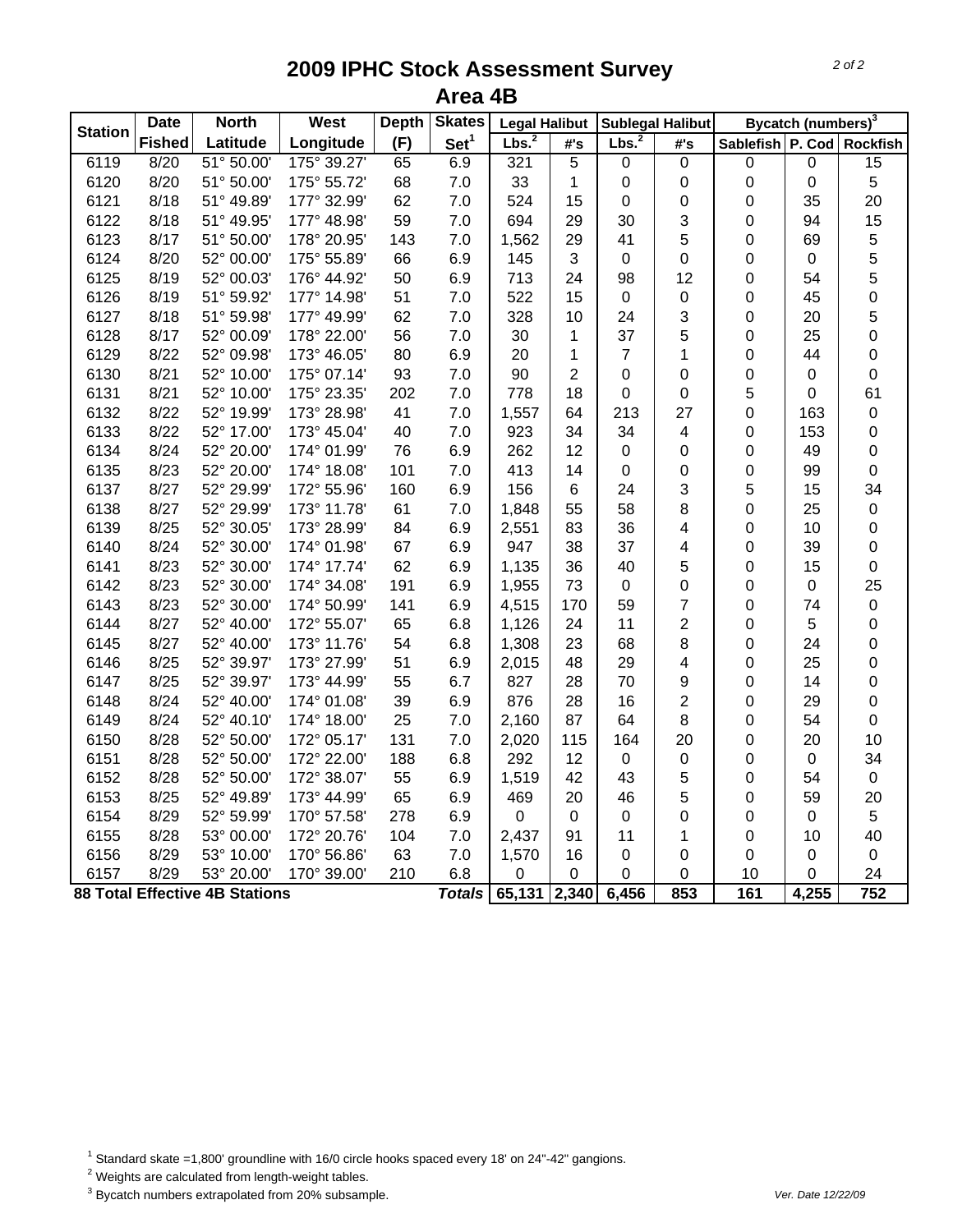# 2009 IPHC Stock Assessment Survey
## Area 4B

| Station | Date Fished | North Latitude | West Longitude | Depth (F) | Skates Set[1] | Legal Halibut Lbs.[2] | Legal Halibut #'s | Sublegal Halibut Lbs.[2] | Sublegal Halibut #'s | Bycatch (numbers)[3] Sablefish | P. Cod | Rockfish |
|---|---|---|---|---|---|---|---|---|---|---|---|---|
| 6119 | 8/20 | 51° 50.00' | 175° 39.27' | 65 | 6.9 | 321 | 5 | 0 | 0 | 0 | 0 | 15 |
| 6120 | 8/20 | 51° 50.00' | 175° 55.72' | 68 | 7.0 | 33 | 1 | 0 | 0 | 0 | 0 | 5 |
| 6121 | 8/18 | 51° 49.89' | 177° 32.99' | 62 | 7.0 | 524 | 15 | 0 | 0 | 0 | 35 | 20 |
| 6122 | 8/18 | 51° 49.95' | 177° 48.98' | 59 | 7.0 | 694 | 29 | 30 | 3 | 0 | 94 | 15 |
| 6123 | 8/17 | 51° 50.00' | 178° 20.95' | 143 | 7.0 | 1,562 | 29 | 41 | 5 | 0 | 69 | 5 |
| 6124 | 8/20 | 52° 00.00' | 175° 55.89' | 66 | 6.9 | 145 | 3 | 0 | 0 | 0 | 0 | 5 |
| 6125 | 8/19 | 52° 00.03' | 176° 44.92' | 50 | 6.9 | 713 | 24 | 98 | 12 | 0 | 54 | 5 |
| 6126 | 8/19 | 51° 59.92' | 177° 14.98' | 51 | 7.0 | 522 | 15 | 0 | 0 | 0 | 45 | 0 |
| 6127 | 8/18 | 51° 59.98' | 177° 49.99' | 62 | 7.0 | 328 | 10 | 24 | 3 | 0 | 20 | 5 |
| 6128 | 8/17 | 52° 00.09' | 178° 22.00' | 56 | 7.0 | 30 | 1 | 37 | 5 | 0 | 25 | 0 |
| 6129 | 8/22 | 52° 09.98' | 173° 46.05' | 80 | 6.9 | 20 | 1 | 7 | 1 | 0 | 44 | 0 |
| 6130 | 8/21 | 52° 10.00' | 175° 07.14' | 93 | 7.0 | 90 | 2 | 0 | 0 | 0 | 0 | 0 |
| 6131 | 8/21 | 52° 10.00' | 175° 23.35' | 202 | 7.0 | 778 | 18 | 0 | 0 | 5 | 0 | 61 |
| 6132 | 8/22 | 52° 19.99' | 173° 28.98' | 41 | 7.0 | 1,557 | 64 | 213 | 27 | 0 | 163 | 0 |
| 6133 | 8/22 | 52° 17.00' | 173° 45.04' | 40 | 7.0 | 923 | 34 | 34 | 4 | 0 | 153 | 0 |
| 6134 | 8/24 | 52° 20.00' | 174° 01.99' | 76 | 6.9 | 262 | 12 | 0 | 0 | 0 | 49 | 0 |
| 6135 | 8/23 | 52° 20.00' | 174° 18.08' | 101 | 7.0 | 413 | 14 | 0 | 0 | 0 | 99 | 0 |
| 6137 | 8/27 | 52° 29.99' | 172° 55.96' | 160 | 6.9 | 156 | 6 | 24 | 3 | 5 | 15 | 34 |
| 6138 | 8/27 | 52° 29.99' | 173° 11.78' | 61 | 7.0 | 1,848 | 55 | 58 | 8 | 0 | 25 | 0 |
| 6139 | 8/25 | 52° 30.05' | 173° 28.99' | 84 | 6.9 | 2,551 | 83 | 36 | 4 | 0 | 10 | 0 |
| 6140 | 8/24 | 52° 30.00' | 174° 01.98' | 67 | 6.9 | 947 | 38 | 37 | 4 | 0 | 39 | 0 |
| 6141 | 8/23 | 52° 30.00' | 174° 17.74' | 62 | 6.9 | 1,135 | 36 | 40 | 5 | 0 | 15 | 0 |
| 6142 | 8/23 | 52° 30.00' | 174° 34.08' | 191 | 6.9 | 1,955 | 73 | 0 | 0 | 0 | 0 | 25 |
| 6143 | 8/23 | 52° 30.00' | 174° 50.99' | 141 | 6.9 | 4,515 | 170 | 59 | 7 | 0 | 74 | 0 |
| 6144 | 8/27 | 52° 40.00' | 172° 55.07' | 65 | 6.8 | 1,126 | 24 | 11 | 2 | 0 | 5 | 0 |
| 6145 | 8/27 | 52° 40.00' | 173° 11.76' | 54 | 6.8 | 1,308 | 23 | 68 | 8 | 0 | 24 | 0 |
| 6146 | 8/25 | 52° 39.97' | 173° 27.99' | 51 | 6.9 | 2,015 | 48 | 29 | 4 | 0 | 25 | 0 |
| 6147 | 8/25 | 52° 39.97' | 173° 44.99' | 55 | 6.7 | 827 | 28 | 70 | 9 | 0 | 14 | 0 |
| 6148 | 8/24 | 52° 40.00' | 174° 01.08' | 39 | 6.9 | 876 | 28 | 16 | 2 | 0 | 29 | 0 |
| 6149 | 8/24 | 52° 40.10' | 174° 18.00' | 25 | 7.0 | 2,160 | 87 | 64 | 8 | 0 | 54 | 0 |
| 6150 | 8/28 | 52° 50.00' | 172° 05.17' | 131 | 7.0 | 2,020 | 115 | 164 | 20 | 0 | 20 | 10 |
| 6151 | 8/28 | 52° 50.00' | 172° 22.00' | 188 | 6.8 | 292 | 12 | 0 | 0 | 0 | 0 | 34 |
| 6152 | 8/28 | 52° 50.00' | 172° 38.07' | 55 | 6.9 | 1,519 | 42 | 43 | 5 | 0 | 54 | 0 |
| 6153 | 8/25 | 52° 49.89' | 173° 44.99' | 65 | 6.9 | 469 | 20 | 46 | 5 | 0 | 59 | 20 |
| 6154 | 8/29 | 52° 59.99' | 170° 57.58' | 278 | 6.9 | 0 | 0 | 0 | 0 | 0 | 0 | 5 |
| 6155 | 8/28 | 53° 00.00' | 172° 20.76' | 104 | 7.0 | 2,437 | 91 | 11 | 1 | 0 | 10 | 40 |
| 6156 | 8/29 | 53° 10.00' | 170° 56.86' | 63 | 7.0 | 1,570 | 16 | 0 | 0 | 0 | 0 | 0 |
| 6157 | 8/29 | 53° 20.00' | 170° 39.00' | 210 | 6.8 | 0 | 0 | 0 | 0 | 10 | 0 | 24 |
| **88 Total Effective 4B Stations** | | | | | ***Totals*** | **65,131** | **2,340** | **6,456** | **853** | **161** | **4,255** | **752** |

[1] Standard skate =1,800' groundline with 16/0 circle hooks spaced every 18' on 24"-42" gangions.

[2] Weights are calculated from length-weight tables.

[3] Bycatch numbers extrapolated from 20% subsample.

*Ver. Date 12/22/09*